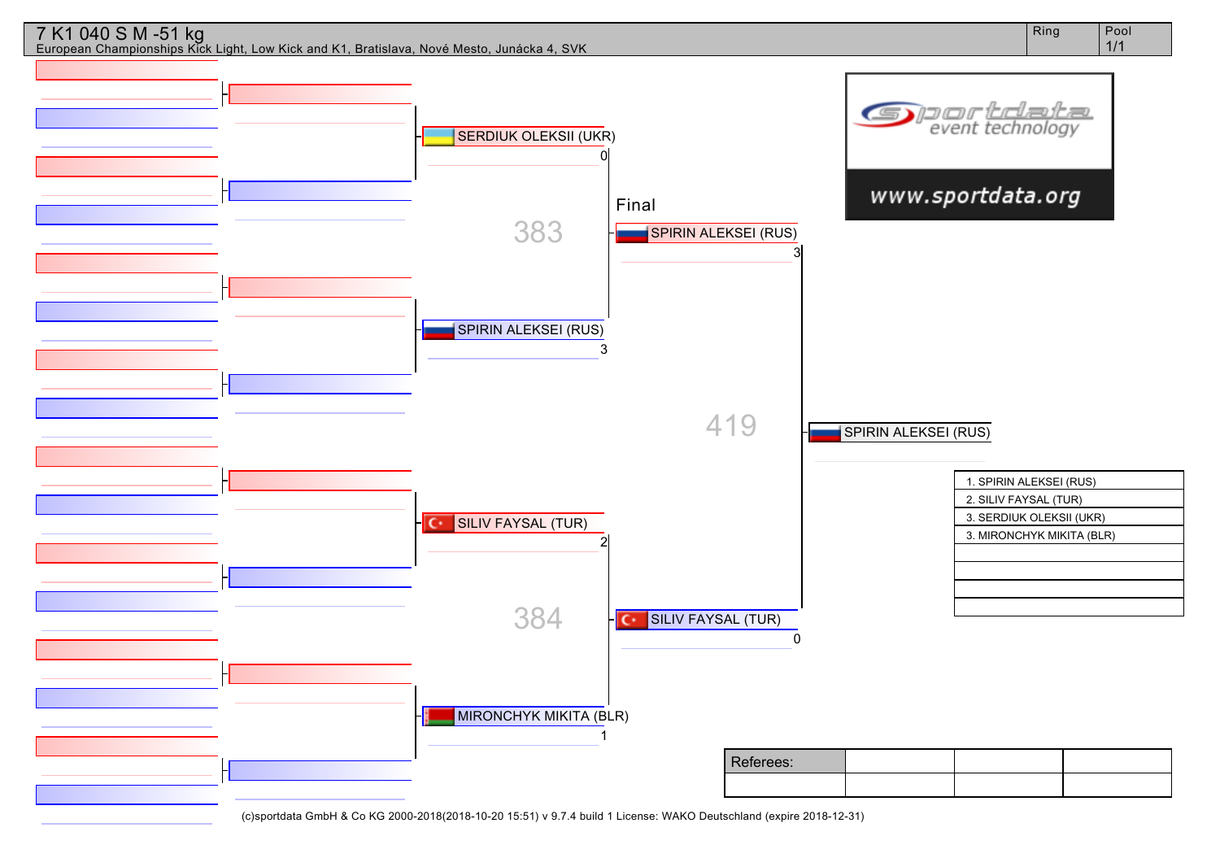# 7 K1 040 S M -51 kg

European Championships Kick Light, Low Kick and K1, Bratislava, Nové Mesto, Junácka 4, SVK

| Ring | Pool |
|---|---|
| | 1/1 |

SERDIUK OLEKSII (UKR) 0

383

SPIRIN ALEKSEI (RUS) 3

Final

SPIRIN ALEKSEI (RUS) 3

419

SILIV FAYSAL (TUR) 0

SILIV FAYSAL (TUR) 2

384

MIRONCHYK MIKITA (BLR) 1

SPIRIN ALEKSEI (RUS)

www.sportdata.org

| |
|---|
| 1. SPIRIN ALEKSEI (RUS) |
| 2. SILIV FAYSAL (TUR) |
| 3. SERDIUK OLEKSII (UKR) |
| 3. MIRONCHYK MIKITA (BLR) |
| |
| |
| |
| |

| Referees: | | | |
|---|---|---|---|
| | | | |

(c)sportdata GmbH & Co KG 2000-2018(2018-10-20 15:51) v 9.7.4 build 1 License: WAKO Deutschland (expire 2018-12-31)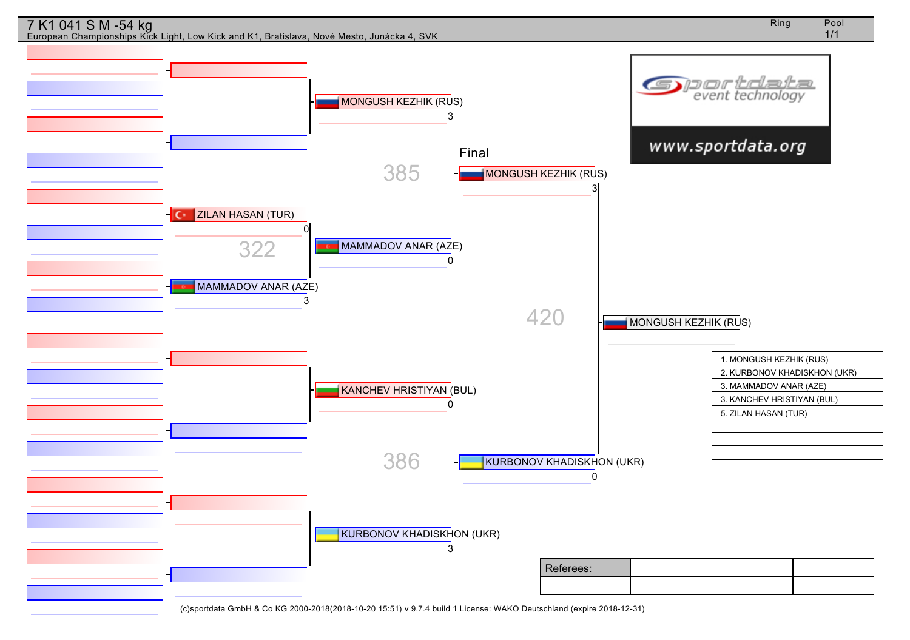# 7 K1 041 S M -54 kg

European Championships Kick Light, Low Kick and K1, Bratislava, Nové Mesto, Junácka 4, SVK

Ring | Pool 1/1

**Round 1**

- ZILAN HASAN (TUR) 0
- 322
- MAMMADOV ANAR (AZE) 3

**Semifinals**

- MONGUSH KEZHIK (RUS) 3
- 385
- MAMMADOV ANAR (AZE) 0

- KANCHEV HRISTIYAN (BUL) 0
- 386
- KURBONOV KHADISKHON (UKR) 3

**Final**

- MONGUSH KEZHIK (RUS) 3
- 420
- KURBONOV KHADISKHON (UKR) 0

**Winner:** MONGUSH KEZHIK (RUS)

| Ranking |
|---|
| 1. MONGUSH KEZHIK (RUS) |
| 2. KURBONOV KHADISKHON (UKR) |
| 3. MAMMADOV ANAR (AZE) |
| 3. KANCHEV HRISTIYAN (BUL) |
| 5. ZILAN HASAN (TUR) |

| Referees: | | | |
|---|---|---|---|
| | | | |

(c)sportdata GmbH & Co KG 2000-2018(2018-10-20 15:51) v 9.7.4 build 1 License: WAKO Deutschland (expire 2018-12-31)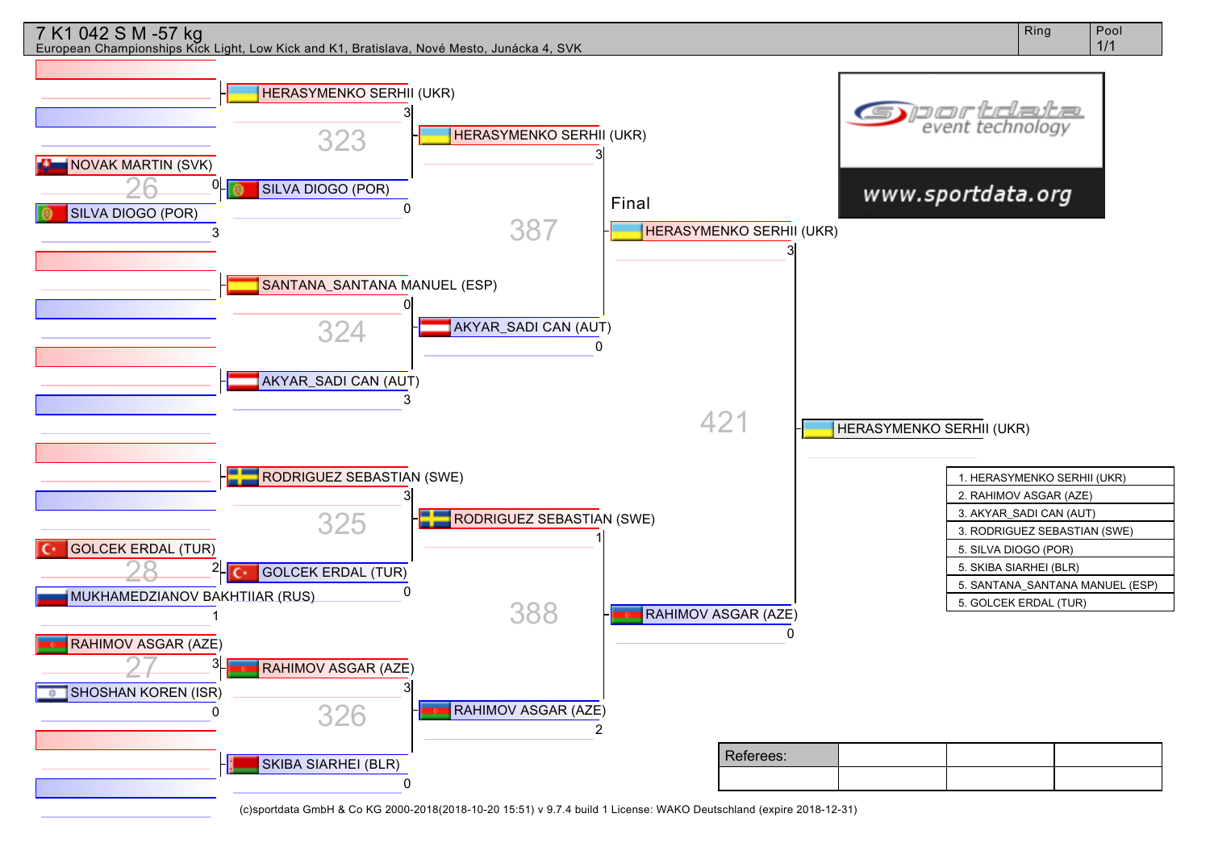# 7 K1 042 S M -57 kg

European Championships Kick Light, Low Kick and K1, Bratislava, Nové Mesto, Junácka 4, SVK

Ring | Pool 1/1

**Fight 26:** NOVAK MARTIN (SVK) 0 – SILVA DIOGO (POR) 3

**Fight 28:** GOLCEK ERDAL (TUR) 2 – MUKHAMEDZIANOV BAKHTIIAR (RUS) 1

**Fight 27:** RAHIMOV ASGAR (AZE) 3 – SHOSHAN KOREN (ISR) 0

**Fight 323:** HERASYMENKO SERHII (UKR) 3 – SILVA DIOGO (POR) 0

**Fight 324:** SANTANA_SANTANA MANUEL (ESP) 0 – AKYAR_SADI CAN (AUT) 3

**Fight 325:** RODRIGUEZ SEBASTIAN (SWE) 3 – GOLCEK ERDAL (TUR) 0

**Fight 326:** RAHIMOV ASGAR (AZE) 3 – SKIBA SIARHEI (BLR) 0

**Fight 387:** HERASYMENKO SERHII (UKR) 3 – AKYAR_SADI CAN (AUT) 0

**Fight 388:** RODRIGUEZ SEBASTIAN (SWE) 1 – RAHIMOV ASGAR (AZE) 2

**Final – Fight 421:** HERASYMENKO SERHII (UKR) 3 – RAHIMOV ASGAR (AZE) 0

**Winner:** HERASYMENKO SERHII (UKR)

| Results |
| --- |
| 1. HERASYMENKO SERHII (UKR) |
| 2. RAHIMOV ASGAR (AZE) |
| 3. AKYAR_SADI CAN (AUT) |
| 3. RODRIGUEZ SEBASTIAN (SWE) |
| 5. SILVA DIOGO (POR) |
| 5. SKIBA SIARHEI (BLR) |
| 5. SANTANA_SANTANA MANUEL (ESP) |
| 5. GOLCEK ERDAL (TUR) |

sportdata event technology — www.sportdata.org

| Referees: | | | |
| --- | --- | --- | --- |
| | | | |

(c)sportdata GmbH & Co KG 2000-2018(2018-10-20 15:51) v 9.7.4 build 1 License: WAKO Deutschland (expire 2018-12-31)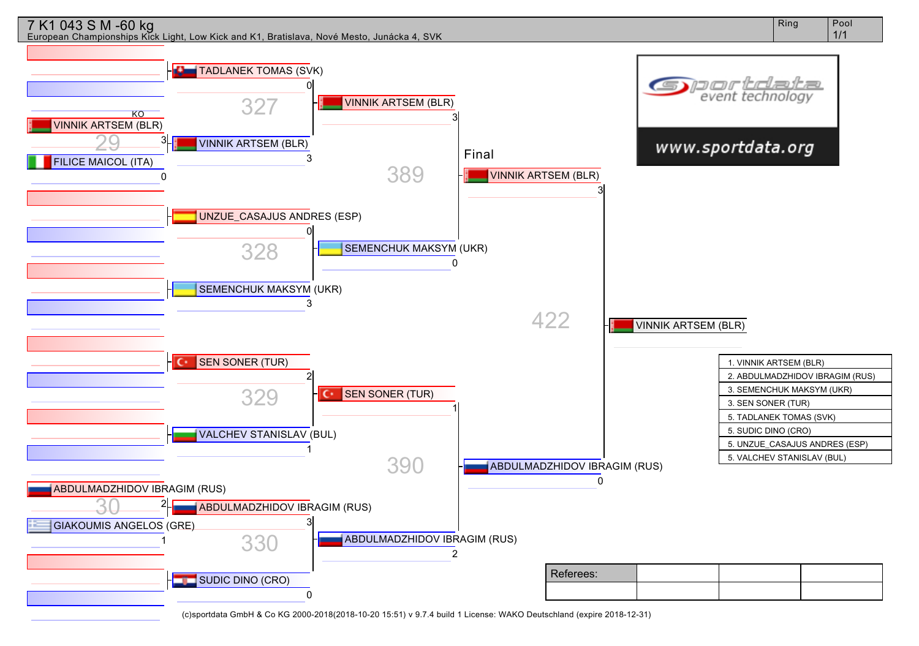# 7 K1 043 S M -60 kg

European Championships Kick Light, Low Kick and K1, Bratislava, Nové Mesto, Junácka 4, SVK

Ring | Pool 1/1

**Bout 29**
- VINNIK ARTSEM (BLR) — 3 (KO)
- FILICE MAICOL (ITA) — 0

**Bout 30**
- ABDULMADZHIDOV IBRAGIM (RUS) — 2
- GIAKOUMIS ANGELOS (GRE) — 1

**Bout 327**
- TADLANEK TOMAS (SVK) — 0
- VINNIK ARTSEM (BLR) — 3

**Bout 328**
- UNZUE_CASAJUS ANDRES (ESP) — 0
- SEMENCHUK MAKSYM (UKR) — 3

**Bout 329**
- SEN SONER (TUR) — 2
- VALCHEV STANISLAV (BUL) — 1

**Bout 330**
- ABDULMADZHIDOV IBRAGIM (RUS) — 3
- SUDIC DINO (CRO) — 0

**Bout 389**
- VINNIK ARTSEM (BLR) — 3
- SEMENCHUK MAKSYM (UKR) — 0

**Bout 390**
- SEN SONER (TUR) — 1
- ABDULMADZHIDOV IBRAGIM (RUS) — 2

**Final — Bout 422**
- VINNIK ARTSEM (BLR) — 3
- ABDULMADZHIDOV IBRAGIM (RUS) — 0

Winner: VINNIK ARTSEM (BLR)

| Ranking |
|---|
| 1. VINNIK ARTSEM (BLR) |
| 2. ABDULMADZHIDOV IBRAGIM (RUS) |
| 3. SEMENCHUK MAKSYM (UKR) |
| 3. SEN SONER (TUR) |
| 5. TADLANEK TOMAS (SVK) |
| 5. SUDIC DINO (CRO) |
| 5. UNZUE_CASAJUS ANDRES (ESP) |
| 5. VALCHEV STANISLAV (BUL) |

| Referees: | | | |
|---|---|---|---|
| | | | |

sportdata event technology www.sportdata.org

(c)sportdata GmbH & Co KG 2000-2018(2018-10-20 15:51) v 9.7.4 build 1 License: WAKO Deutschland (expire 2018-12-31)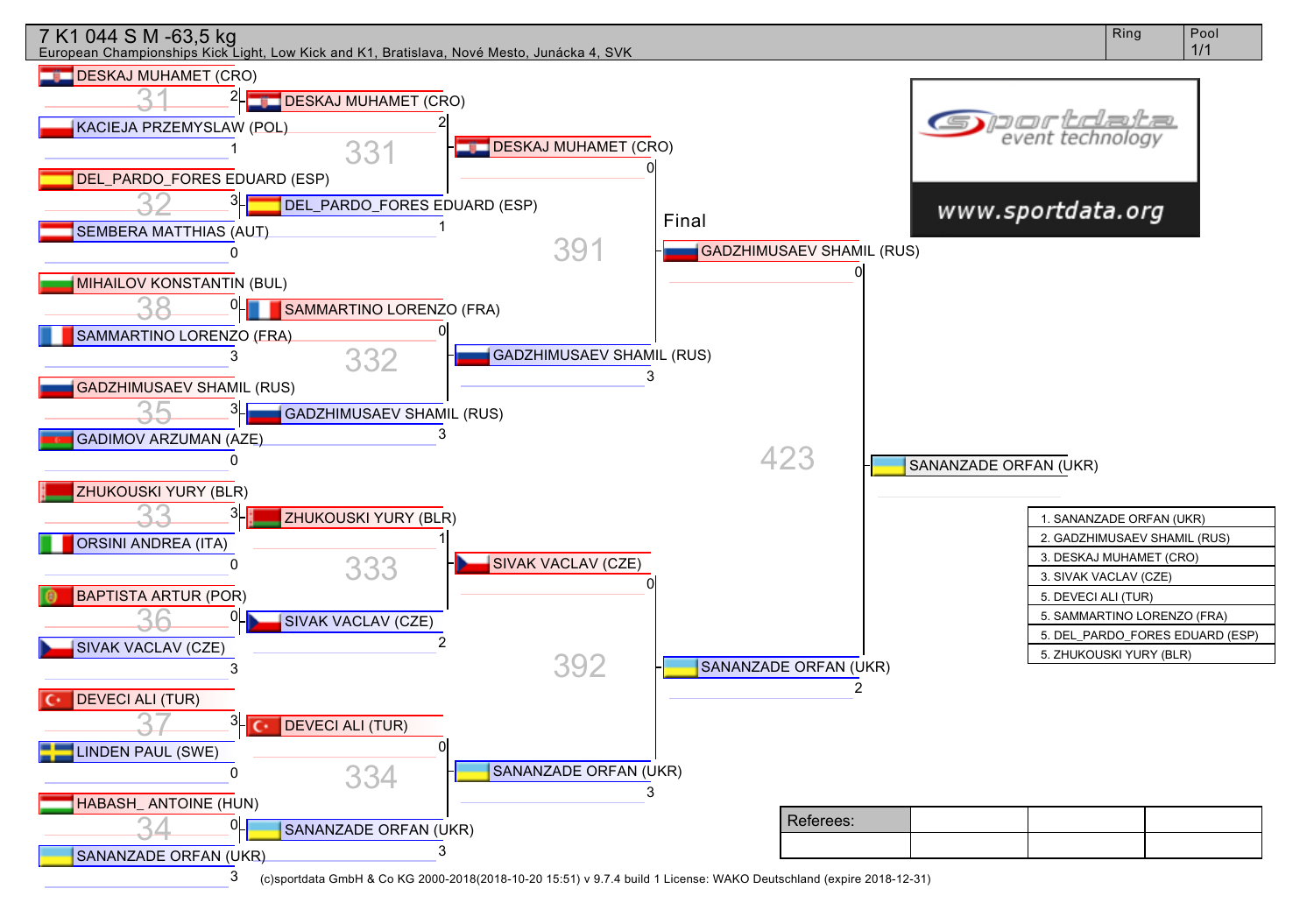# 7 K1 044 S M -63,5 kg

European Championships Kick Light, Low Kick and K1, Bratislava, Nové Mesto, Junácka 4, SVK

| Ring | Pool |
| --- | --- |
| | 1/1 |

## First round

| Fight | Red | Score | Blue | Score |
| --- | --- | --- | --- | --- |
| 31 | DESKAJ MUHAMET (CRO) | 2 | KACIEJA PRZEMYSLAW (POL) | 1 |
| 32 | DEL_PARDO_FORES EDUARD (ESP) | 3 | SEMBERA MATTHIAS (AUT) | 0 |
| 38 | MIHAILOV KONSTANTIN (BUL) | 0 | SAMMARTINO LORENZO (FRA) | 3 |
| 35 | GADZHIMUSAEV SHAMIL (RUS) | 3 | GADIMOV ARZUMAN (AZE) | 0 |
| 33 | ZHUKOUSKI YURY (BLR) | 3 | ORSINI ANDREA (ITA) | 0 |
| 36 | BAPTISTA ARTUR (POR) | 0 | SIVAK VACLAV (CZE) | 3 |
| 37 | DEVECI ALI (TUR) | 3 | LINDEN PAUL (SWE) | 0 |
| 34 | HABASH_ ANTOINE (HUN) | 0 | SANANZADE ORFAN (UKR) | 3 |

## Quarterfinals

| Fight | Red | Score | Blue | Score |
| --- | --- | --- | --- | --- |
| 331 | DESKAJ MUHAMET (CRO) | 2 | DEL_PARDO_FORES EDUARD (ESP) | 1 |
| 332 | SAMMARTINO LORENZO (FRA) | 0 | GADZHIMUSAEV SHAMIL (RUS) | 3 |
| 333 | ZHUKOUSKI YURY (BLR) | 1 | SIVAK VACLAV (CZE) | 2 |
| 334 | DEVECI ALI (TUR) | 0 | SANANZADE ORFAN (UKR) | 3 |

## Semifinals

| Fight | Red | Score | Blue | Score |
| --- | --- | --- | --- | --- |
| 391 | DESKAJ MUHAMET (CRO) | 0 | GADZHIMUSAEV SHAMIL (RUS) | 3 |
| 392 | SIVAK VACLAV (CZE) | 0 | SANANZADE ORFAN (UKR) | 3 |

## Final

| Fight | Red | Score | Blue | Score |
| --- | --- | --- | --- | --- |
| 423 | GADZHIMUSAEV SHAMIL (RUS) | 0 | SANANZADE ORFAN (UKR) | 2 |

Winner: SANANZADE ORFAN (UKR)

## Results

1. SANANZADE ORFAN (UKR)
2. GADZHIMUSAEV SHAMIL (RUS)
3. DESKAJ MUHAMET (CRO)
3. SIVAK VACLAV (CZE)
5. DEVECI ALI (TUR)
5. SAMMARTINO LORENZO (FRA)
5. DEL_PARDO_FORES EDUARD (ESP)
5. ZHUKOUSKI YURY (BLR)

sportdata event technology — www.sportdata.org

| Referees: | | | |
| --- | --- | --- | --- |
| | | | |

(c)sportdata GmbH & Co KG 2000-2018(2018-10-20 15:51) v 9.7.4 build 1 License: WAKO Deutschland (expire 2018-12-31)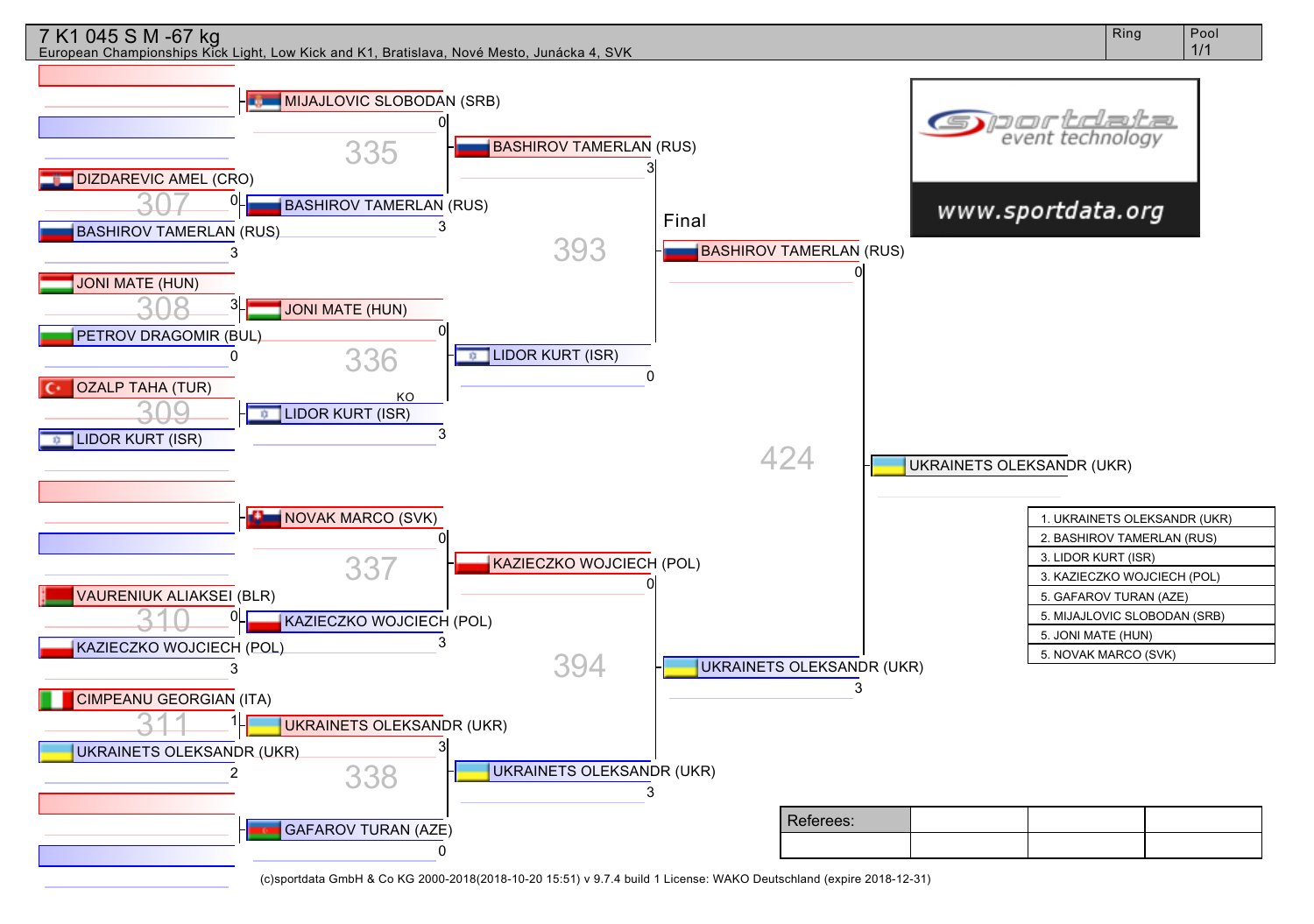# 7 K1 045 S M -67 kg

European Championships Kick Light, Low Kick and K1, Bratislava, Nové Mesto, Junácka 4, SVK

Ring | Pool 1/1

**Round 1**

| Fight | Red | Score | Blue | Score |
|---|---|---|---|---|
| 307 | DIZDAREVIC AMEL (CRO) | 0 | BASHIROV TAMERLAN (RUS) | 3 |
| 308 | JONI MATE (HUN) | 3 | PETROV DRAGOMIR (BUL) | 0 |
| 309 | OZALP TAHA (TUR) | | LIDOR KURT (ISR) | KO |
| 310 | VAURENIUK ALIAKSEI (BLR) | 0 | KAZIECZKO WOJCIECH (POL) | 3 |
| 311 | CIMPEANU GEORGIAN (ITA) | 1 | UKRAINETS OLEKSANDR (UKR) | 2 |

**Round 2**

| Fight | Red | Score | Blue | Score |
|---|---|---|---|---|
| 335 | MIJAJLOVIC SLOBODAN (SRB) | 0 | BASHIROV TAMERLAN (RUS) | 3 |
| 336 | JONI MATE (HUN) | 0 | LIDOR KURT (ISR) | 3 |
| 337 | NOVAK MARCO (SVK) | 0 | KAZIECZKO WOJCIECH (POL) | 3 |
| 338 | UKRAINETS OLEKSANDR (UKR) | 3 | GAFAROV TURAN (AZE) | 0 |

**Semi-finals**

| Fight | Red | Score | Blue | Score |
|---|---|---|---|---|
| 393 | BASHIROV TAMERLAN (RUS) | 3 | LIDOR KURT (ISR) | 0 |
| 394 | KAZIECZKO WOJCIECH (POL) | 0 | UKRAINETS OLEKSANDR (UKR) | 3 |

**Final**

| Fight | Red | Score | Blue | Score |
|---|---|---|---|---|
| 424 | BASHIROV TAMERLAN (RUS) | 0 | UKRAINETS OLEKSANDR (UKR) | 3 |

Winner: UKRAINETS OLEKSANDR (UKR)

| Ranking |
|---|
| 1. UKRAINETS OLEKSANDR (UKR) |
| 2. BASHIROV TAMERLAN (RUS) |
| 3. LIDOR KURT (ISR) |
| 3. KAZIECZKO WOJCIECH (POL) |
| 5. GAFAROV TURAN (AZE) |
| 5. MIJAJLOVIC SLOBODAN (SRB) |
| 5. JONI MATE (HUN) |
| 5. NOVAK MARCO (SVK) |

www.sportdata.org

| Referees: | | | |
|---|---|---|---|
| | | | |

(c)sportdata GmbH & Co KG 2000-2018(2018-10-20 15:51) v 9.7.4 build 1 License: WAKO Deutschland (expire 2018-12-31)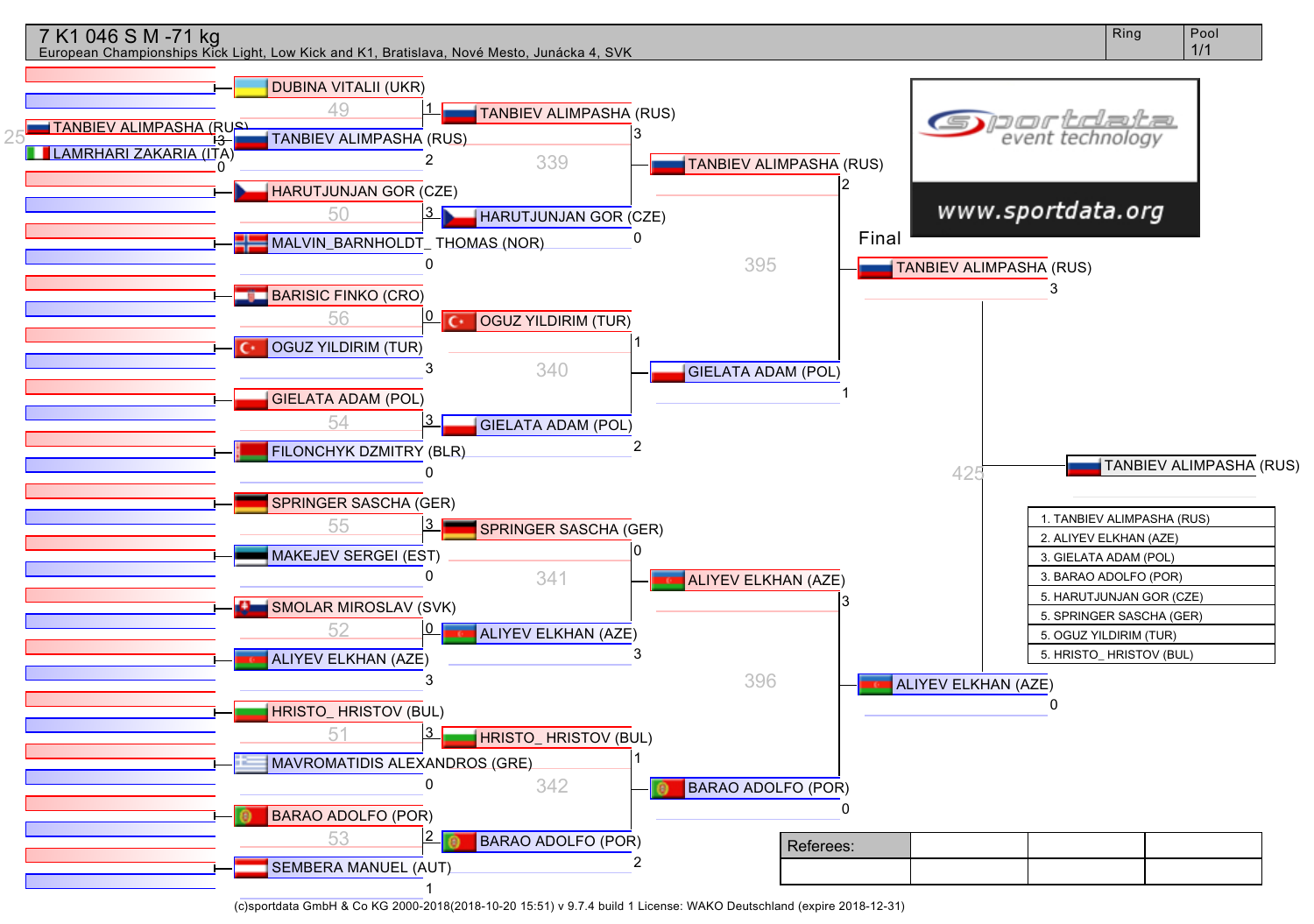# 7 K1 046 S M -71 kg

European Championships Kick Light, Low Kick and K1, Bratislava, Nové Mesto, Junácka 4, SVK

Ring | Pool 1/1

**Preliminary round (25):**

- TANBIEV ALIMPASHA (RUS) 3
- LAMRHARI ZAKARIA (ITA) 0

**Round 1:**

| Fight | Competitor | Score |
|---|---|---|
| 49 | DUBINA VITALII (UKR) | 1 |
| | TANBIEV ALIMPASHA (RUS) | 2 |
| 50 | HARUTJUNJAN GOR (CZE) | 3 |
| | MALVIN_BARNHOLDT_ THOMAS (NOR) | 0 |
| 56 | BARISIC FINKO (CRO) | 0 |
| | OGUZ YILDIRIM (TUR) | 3 |
| 54 | GIELATA ADAM (POL) | 3 |
| | FILONCHYK DZMITRY (BLR) | 0 |
| 55 | SPRINGER SASCHA (GER) | 3 |
| | MAKEJEV SERGEI (EST) | 0 |
| 52 | SMOLAR MIROSLAV (SVK) | 0 |
| | ALIYEV ELKHAN (AZE) | 3 |
| 51 | HRISTO_ HRISTOV (BUL) | 3 |
| | MAVROMATIDIS ALEXANDROS (GRE) | 0 |
| 53 | BARAO ADOLFO (POR) | 2 |
| | SEMBERA MANUEL (AUT) | 1 |

**Quarterfinals:**

| Fight | Competitor | Score |
|---|---|---|
| 339 | TANBIEV ALIMPASHA (RUS) | 3 |
| | HARUTJUNJAN GOR (CZE) | 0 |
| 340 | OGUZ YILDIRIM (TUR) | 1 |
| | GIELATA ADAM (POL) | 2 |
| 341 | SPRINGER SASCHA (GER) | 0 |
| | ALIYEV ELKHAN (AZE) | 3 |
| 342 | HRISTO_ HRISTOV (BUL) | 1 |
| | BARAO ADOLFO (POR) | 2 |

**Semifinals:**

| Fight | Competitor | Score |
|---|---|---|
| 395 | TANBIEV ALIMPASHA (RUS) | 2 |
| | GIELATA ADAM (POL) | 1 |
| 396 | ALIYEV ELKHAN (AZE) | 3 |
| | BARAO ADOLFO (POR) | 0 |

**Final (425):**

| Competitor | Score |
|---|---|
| TANBIEV ALIMPASHA (RUS) | 3 |
| ALIYEV ELKHAN (AZE) | 0 |

**Winner:** TANBIEV ALIMPASHA (RUS)

**Results:**

1. TANBIEV ALIMPASHA (RUS)
2. ALIYEV ELKHAN (AZE)
3. GIELATA ADAM (POL)
3. BARAO ADOLFO (POR)
5. HARUTJUNJAN GOR (CZE)
5. SPRINGER SASCHA (GER)
5. OGUZ YILDIRIM (TUR)
5. HRISTO_ HRISTOV (BUL)

sportdata event technology — www.sportdata.org

| Referees: | | | |
|---|---|---|---|
| | | | |

(c)sportdata GmbH & Co KG 2000-2018(2018-10-20 15:51) v 9.7.4 build 1 License: WAKO Deutschland (expire 2018-12-31)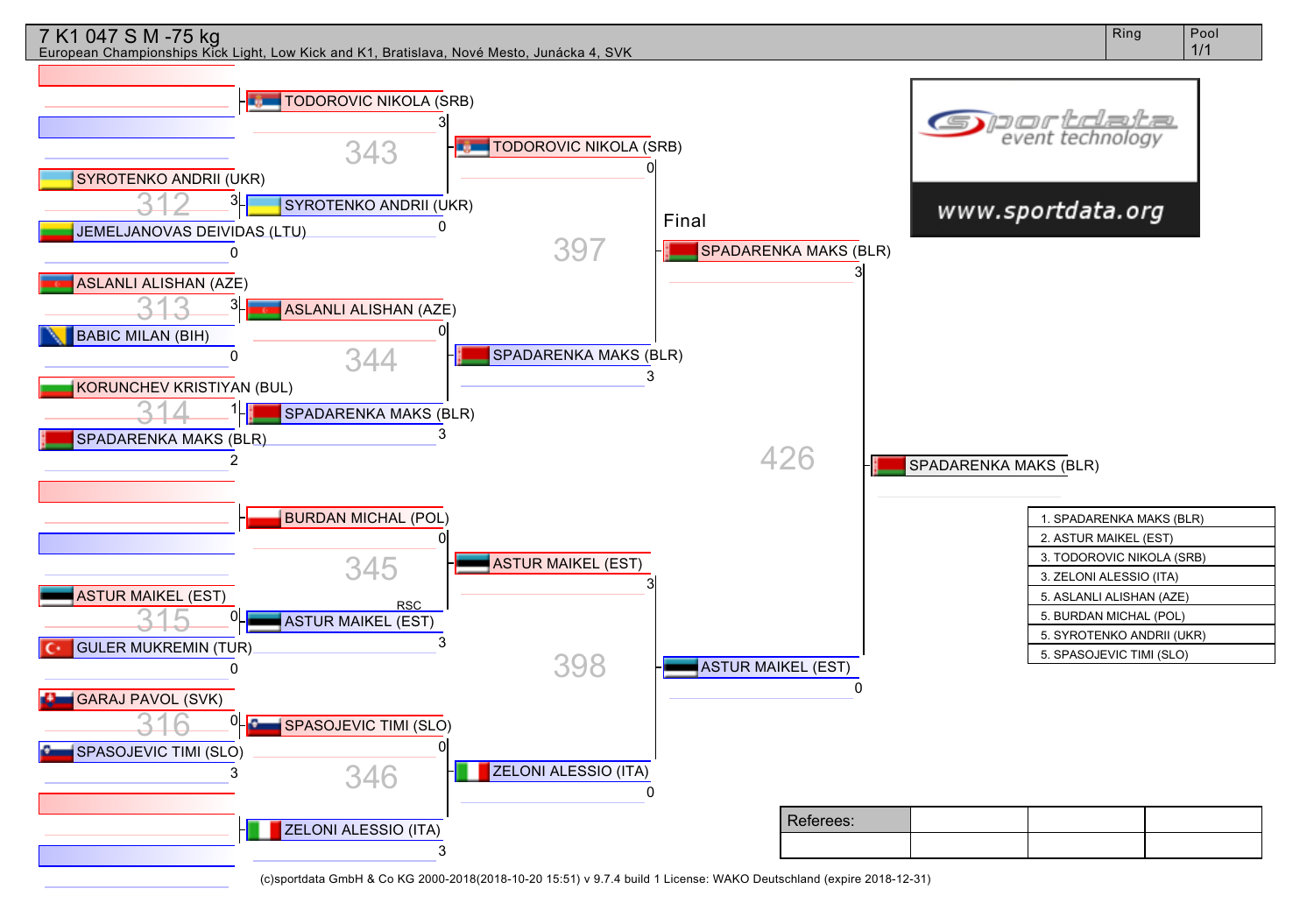# 7 K1 047 S M -75 kg

European Championships Kick Light, Low Kick and K1, Bratislava, Nové Mesto, Junácka 4, SVK

| Ring | Pool |
|---|---|
| | 1/1 |

## First round

| Bout | Red | Score | Blue | Score |
|---|---|---|---|---|
| 312 | SYROTENKO ANDRII (UKR) | 3 | JEMELJANOVAS DEIVIDAS (LTU) | 0 |
| 313 | ASLANLI ALISHAN (AZE) | 3 | BABIC MILAN (BIH) | 0 |
| 314 | KORUNCHEV KRISTIYAN (BUL) | 1 | SPADARENKA MAKS (BLR) | 2 |
| 315 | ASTUR MAIKEL (EST) | 0 | GULER MUKREMIN (TUR) | 0 |
| 316 | GARAJ PAVOL (SVK) | 0 | SPASOJEVIC TIMI (SLO) | 3 |

## Quarterfinals

| Bout | Red | Score | Blue | Score |
|---|---|---|---|---|
| 343 | TODOROVIC NIKOLA (SRB) | 3 | SYROTENKO ANDRII (UKR) | 0 |
| 344 | ASLANLI ALISHAN (AZE) | 0 | SPADARENKA MAKS (BLR) | 3 |
| 345 | BURDAN MICHAL (POL) | 0 | ASTUR MAIKEL (EST) | 3 (RSC) |
| 346 | SPASOJEVIC TIMI (SLO) | 0 | ZELONI ALESSIO (ITA) | 3 |

## Semifinals

| Bout | Red | Score | Blue | Score |
|---|---|---|---|---|
| 397 | TODOROVIC NIKOLA (SRB) | 0 | SPADARENKA MAKS (BLR) | 3 |
| 398 | ASTUR MAIKEL (EST) | 3 | ZELONI ALESSIO (ITA) | 0 |

## Final

| Bout | Red | Score | Blue | Score |
|---|---|---|---|---|
| 426 | SPADARENKA MAKS (BLR) | 3 | ASTUR MAIKEL (EST) | 0 |

Winner: SPADARENKA MAKS (BLR)

## Results

1. SPADARENKA MAKS (BLR)
2. ASTUR MAIKEL (EST)
3. TODOROVIC NIKOLA (SRB)
3. ZELONI ALESSIO (ITA)
5. ASLANLI ALISHAN (AZE)
5. BURDAN MICHAL (POL)
5. SYROTENKO ANDRII (UKR)
5. SPASOJEVIC TIMI (SLO)

www.sportdata.org

| Referees: | | | |
|---|---|---|---|
| | | | |

(c)sportdata GmbH & Co KG 2000-2018(2018-10-20 15:51) v 9.7.4 build 1 License: WAKO Deutschland (expire 2018-12-31)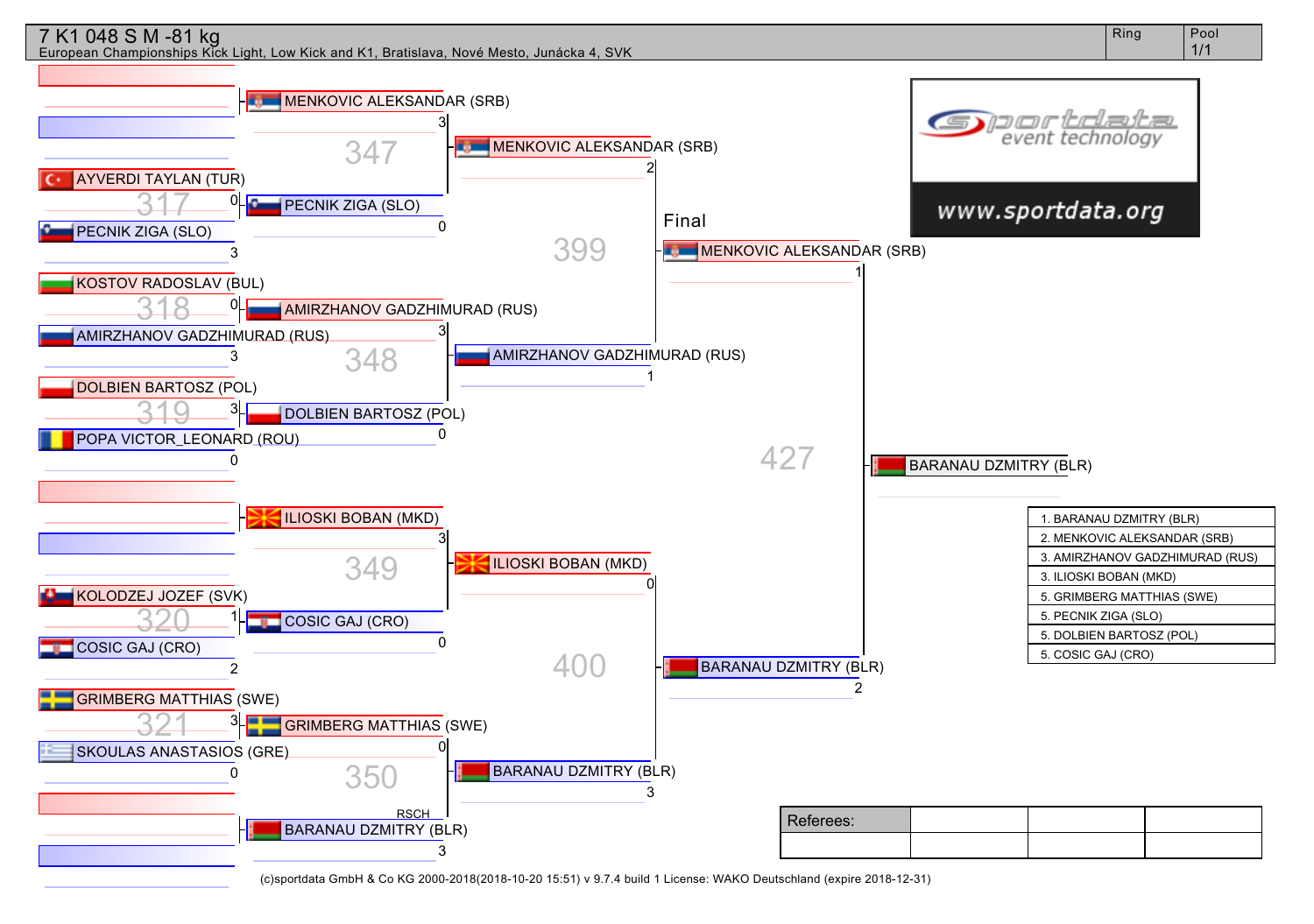# 7 K1 048 S M -81 kg

European Championships Kick Light, Low Kick and K1, Bratislava, Nové Mesto, Junácka 4, SVK

Ring | Pool 1/1

## Round 1

- 317: AYVERDI TAYLAN (TUR) 0 – PECNIK ZIGA (SLO) 3
- 318: KOSTOV RADOSLAV (BUL) 0 – AMIRZHANOV GADZHIMURAD (RUS) 3
- 319: DOLBIEN BARTOSZ (POL) 3 – POPA VICTOR_LEONARD (ROU) 0
- 320: KOLODZEJ JOZEF (SVK) 1 – COSIC GAJ (CRO) 2
- 321: GRIMBERG MATTHIAS (SWE) 3 – SKOULAS ANASTASIOS (GRE) 0

## Round 2

- 347: MENKOVIC ALEKSANDAR (SRB) 3 – PECNIK ZIGA (SLO) 0
- 348: AMIRZHANOV GADZHIMURAD (RUS) 3 – DOLBIEN BARTOSZ (POL) 0
- 349: ILIOSKI BOBAN (MKD) 3 – COSIC GAJ (CRO) 0
- 350: GRIMBERG MATTHIAS (SWE) 0 – BARANAU DZMITRY (BLR) 3 (RSCH)

## Semifinals

- 399: MENKOVIC ALEKSANDAR (SRB) 2 – AMIRZHANOV GADZHIMURAD (RUS) 1
- 400: ILIOSKI BOBAN (MKD) 0 – BARANAU DZMITRY (BLR) 3

## Final

- 427: MENKOVIC ALEKSANDAR (SRB) 1 – BARANAU DZMITRY (BLR) 2

Winner: BARANAU DZMITRY (BLR)

## Results

1. BARANAU DZMITRY (BLR)
2. MENKOVIC ALEKSANDAR (SRB)
3. AMIRZHANOV GADZHIMURAD (RUS)
3. ILIOSKI BOBAN (MKD)
5. GRIMBERG MATTHIAS (SWE)
5. PECNIK ZIGA (SLO)
5. DOLBIEN BARTOSZ (POL)
5. COSIC GAJ (CRO)

| Referees: | | | |
|---|---|---|---|
| | | | |

(c)sportdata GmbH & Co KG 2000-2018(2018-10-20 15:51) v 9.7.4 build 1 License: WAKO Deutschland (expire 2018-12-31)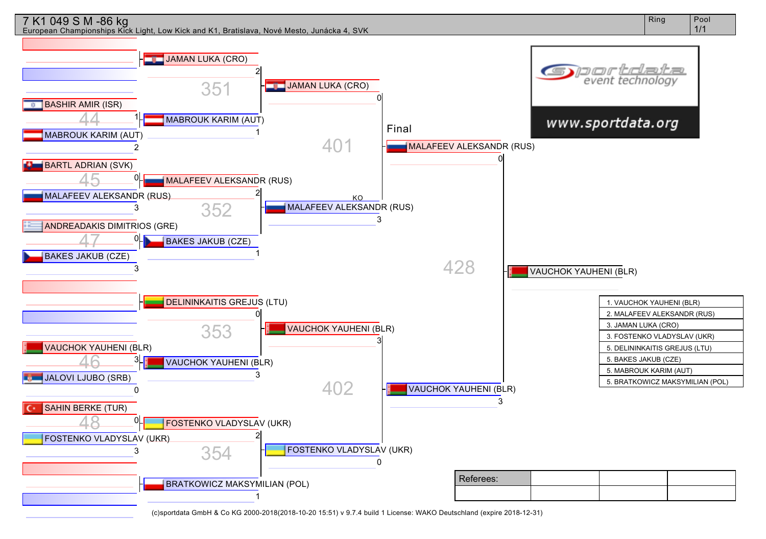# 7 K1 049 S M -86 kg

European Championships Kick Light, Low Kick and K1, Bratislava, Nové Mesto, Junácka 4, SVK

Ring | Pool 1/1

**Round 1**

| Fight | Red | Score | Blue | Score | Winner |
|---|---|---|---|---|---|
| – | – | | – | | JAMAN LUKA (CRO) |
| 44 | BASHIR AMIR (ISR) | 1 | MABROUK KARIM (AUT) | 2 | MABROUK KARIM (AUT) |
| 45 | BARTL ADRIAN (SVK) | 0 | MALAFEEV ALEKSANDR (RUS) | 3 | MALAFEEV ALEKSANDR (RUS) |
| 47 | ANDREADAKIS DIMITRIOS (GRE) | 0 | BAKES JAKUB (CZE) | 3 | BAKES JAKUB (CZE) |
| – | – | | – | | DELININKAITIS GREJUS (LTU) |
| 46 | VAUCHOK YAUHENI (BLR) | 3 | JALOVI LJUBO (SRB) | 0 | VAUCHOK YAUHENI (BLR) |
| 48 | SAHIN BERKE (TUR) | 0 | FOSTENKO VLADYSLAV (UKR) | 3 | FOSTENKO VLADYSLAV (UKR) |
| – | – | | – | | BRATKOWICZ MAKSYMILIAN (POL) |

**Round 2**

| Fight | Red | Score | Blue | Score | Winner |
|---|---|---|---|---|---|
| 351 | JAMAN LUKA (CRO) | 2 | MABROUK KARIM (AUT) | 1 | JAMAN LUKA (CRO) |
| 352 | MALAFEEV ALEKSANDR (RUS) | 2 | BAKES JAKUB (CZE) | 1 | MALAFEEV ALEKSANDR (RUS) |
| 353 | DELININKAITIS GREJUS (LTU) | 0 | VAUCHOK YAUHENI (BLR) | 3 | VAUCHOK YAUHENI (BLR) |
| 354 | FOSTENKO VLADYSLAV (UKR) | 2 | BRATKOWICZ MAKSYMILIAN (POL) | 1 | FOSTENKO VLADYSLAV (UKR) |

**Semifinals**

| Fight | Red | Score | Blue | Score | Winner |
|---|---|---|---|---|---|
| 401 | JAMAN LUKA (CRO) | 0 | MALAFEEV ALEKSANDR (RUS) | 3 (KO) | MALAFEEV ALEKSANDR (RUS) |
| 402 | VAUCHOK YAUHENI (BLR) | 3 | FOSTENKO VLADYSLAV (UKR) | 0 | VAUCHOK YAUHENI (BLR) |

**Final**

| Fight | Red | Score | Blue | Score | Winner |
|---|---|---|---|---|---|
| 428 | MALAFEEV ALEKSANDR (RUS) | 0 | VAUCHOK YAUHENI (BLR) | 3 | VAUCHOK YAUHENI (BLR) |

**Results**

1. VAUCHOK YAUHENI (BLR)
2. MALAFEEV ALEKSANDR (RUS)
3. JAMAN LUKA (CRO)
3. FOSTENKO VLADYSLAV (UKR)
5. DELININKAITIS GREJUS (LTU)
5. BAKES JAKUB (CZE)
5. MABROUK KARIM (AUT)
5. BRATKOWICZ MAKSYMILIAN (POL)

sportdata event technology
www.sportdata.org

| Referees: | | | |
|---|---|---|---|
| | | | |

(c)sportdata GmbH & Co KG 2000-2018(2018-10-20 15:51) v 9.7.4 build 1 License: WAKO Deutschland (expire 2018-12-31)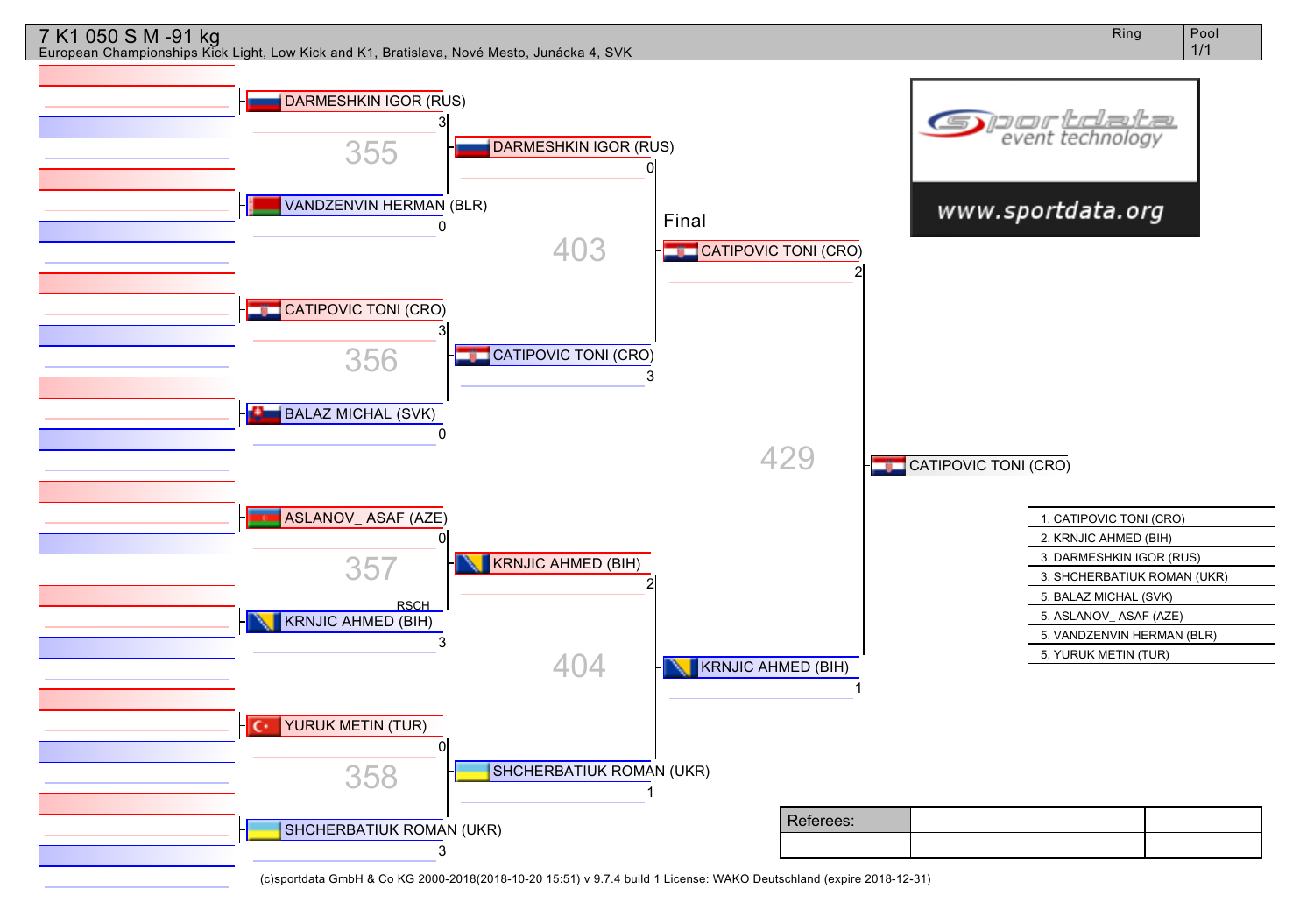# 7 K1 050 S M -91 kg

European Championships Kick Light, Low Kick and K1, Bratislava, Nové Mesto, Junácka 4, SVK

| Ring | Pool |
|---|---|
| | 1/1 |

## Round 1

**355**
- DARMESHKIN IGOR (RUS) — 3
- VANDZENVIN HERMAN (BLR) — 0

**356**
- CATIPOVIC TONI (CRO) — 3
- BALAZ MICHAL (SVK) — 0

**357**
- ASLANOV_ ASAF (AZE) — 0
- KRNJIC AHMED (BIH) — 3 (RSCH)

**358**
- YURUK METIN (TUR) — 0
- SHCHERBATIUK ROMAN (UKR) — 3

## Semifinals

**403**
- DARMESHKIN IGOR (RUS) — 0
- CATIPOVIC TONI (CRO) — 3

**404**
- KRNJIC AHMED (BIH) — 2
- SHCHERBATIUK ROMAN (UKR) — 1

## Final

**429**
- CATIPOVIC TONI (CRO) — 2
- KRNJIC AHMED (BIH) — 1

Winner: CATIPOVIC TONI (CRO)

## Results

1. CATIPOVIC TONI (CRO)
2. KRNJIC AHMED (BIH)
3. DARMESHKIN IGOR (RUS)
3. SHCHERBATIUK ROMAN (UKR)
5. BALAZ MICHAL (SVK)
5. ASLANOV_ ASAF (AZE)
5. VANDZENVIN HERMAN (BLR)
5. YURUK METIN (TUR)

| Referees: | | | |
|---|---|---|---|
| | | | |

www.sportdata.org

(c)sportdata GmbH & Co KG 2000-2018(2018-10-20 15:51) v 9.7.4 build 1 License: WAKO Deutschland (expire 2018-12-31)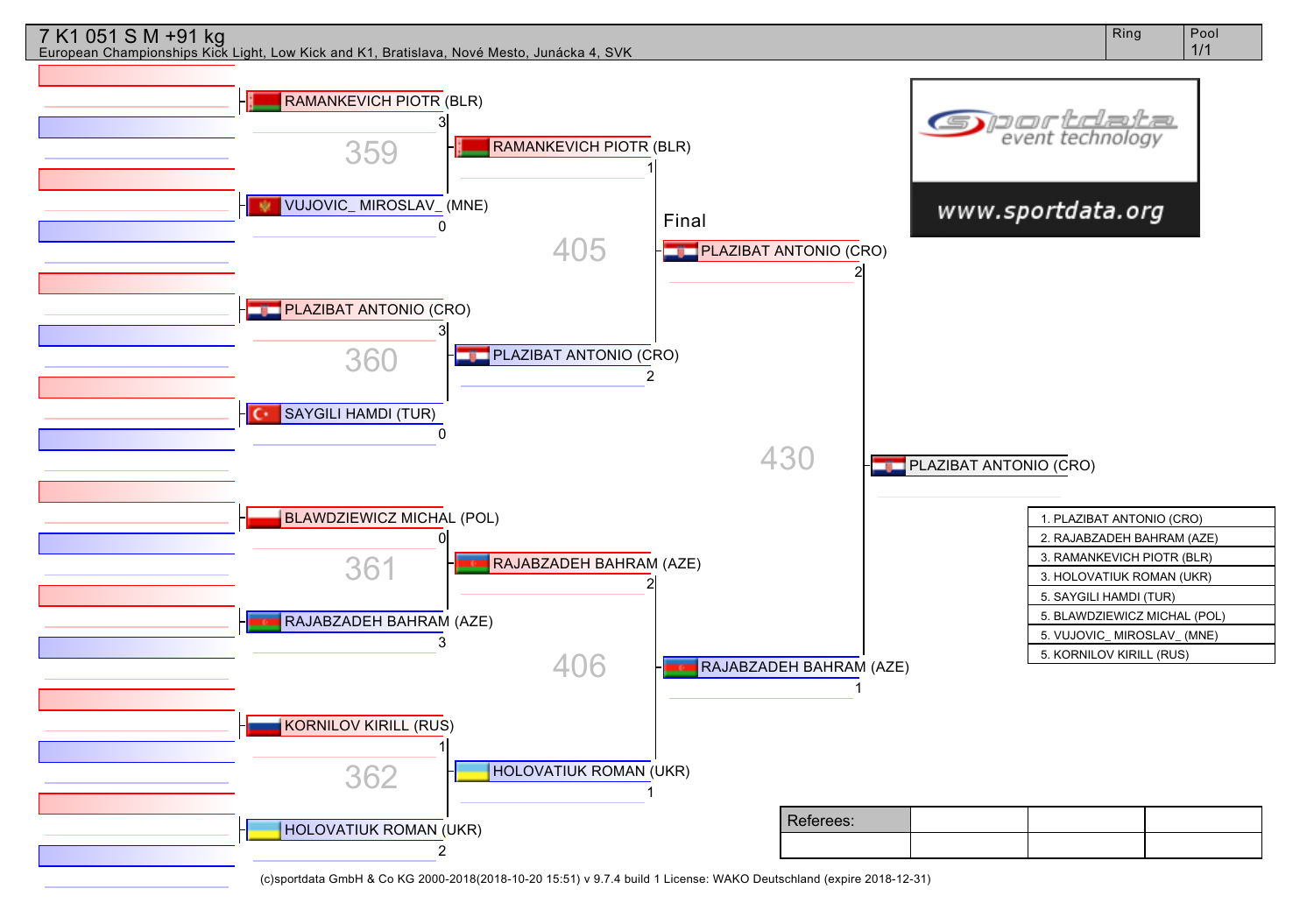# 7 K1 051 S M +91 kg

European Championships Kick Light, Low Kick and K1, Bratislava, Nové Mesto, Junácka 4, SVK

| Ring | Pool |
|---|---|
| | 1/1 |

**359**
- RAMANKEVICH PIOTR (BLR) 3
- VUJOVIC_ MIROSLAV_ (MNE) 0

**360**
- PLAZIBAT ANTONIO (CRO) 3
- SAYGILI HAMDI (TUR) 0

**361**
- BLAWDZIEWICZ MICHAL (POL) 0
- RAJABZADEH BAHRAM (AZE) 3

**362**
- KORNILOV KIRILL (RUS) 1
- HOLOVATIUK ROMAN (UKR) 2

**405**
- RAMANKEVICH PIOTR (BLR) 1
- PLAZIBAT ANTONIO (CRO) 2

**406**
- RAJABZADEH BAHRAM (AZE) 2
- HOLOVATIUK ROMAN (UKR) 1

**Final – 430**
- PLAZIBAT ANTONIO (CRO) 2
- RAJABZADEH BAHRAM (AZE) 1

Winner: PLAZIBAT ANTONIO (CRO)

sportdata event technology – www.sportdata.org

| Results |
|---|
| 1. PLAZIBAT ANTONIO (CRO) |
| 2. RAJABZADEH BAHRAM (AZE) |
| 3. RAMANKEVICH PIOTR (BLR) |
| 3. HOLOVATIUK ROMAN (UKR) |
| 5. SAYGILI HAMDI (TUR) |
| 5. BLAWDZIEWICZ MICHAL (POL) |
| 5. VUJOVIC_ MIROSLAV_ (MNE) |
| 5. KORNILOV KIRILL (RUS) |

| Referees: | | | |
|---|---|---|---|
| | | | |

(c)sportdata GmbH & Co KG 2000-2018(2018-10-20 15:51) v 9.7.4 build 1 License: WAKO Deutschland (expire 2018-12-31)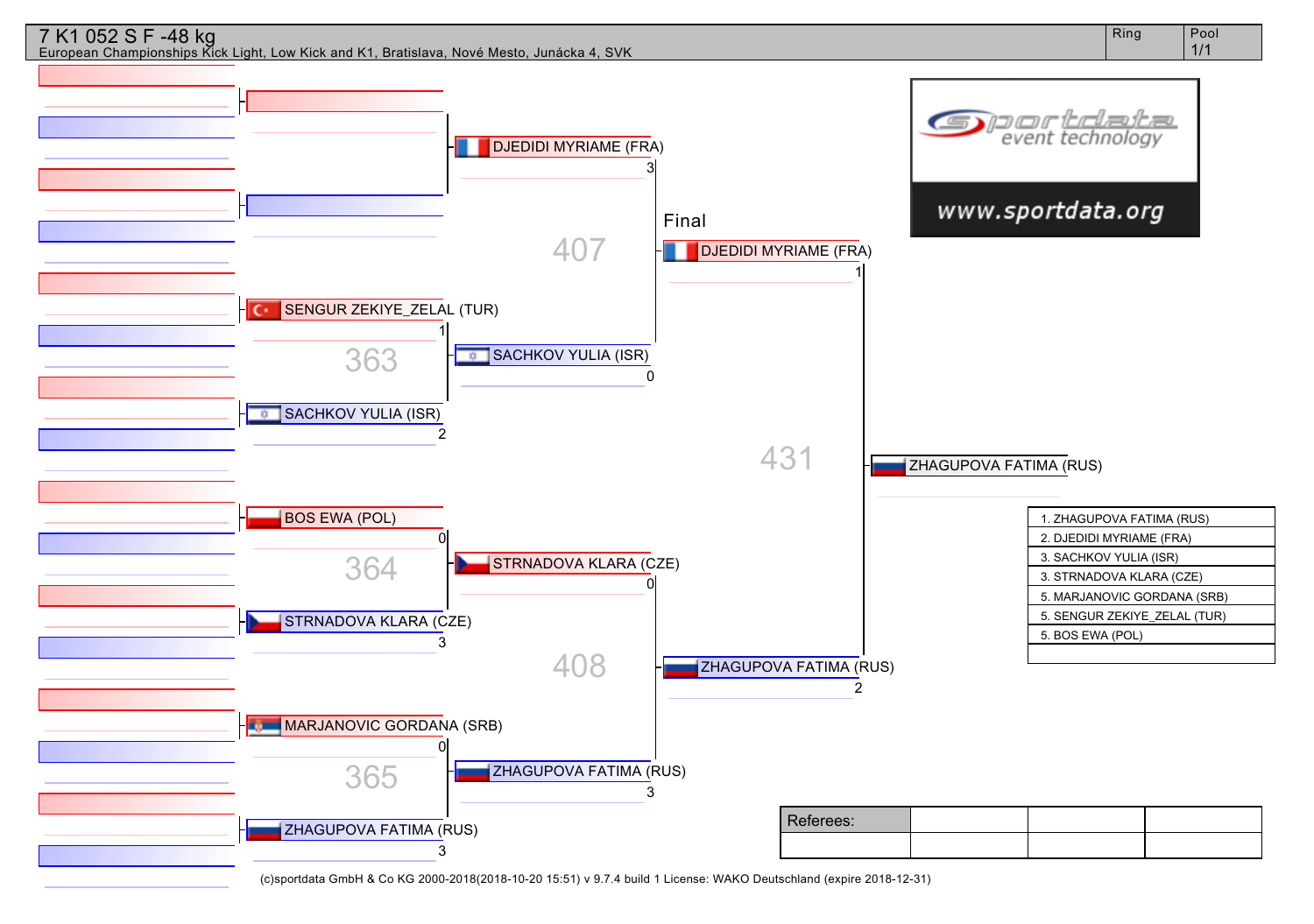# 7 K1 052 S F -48 kg

European Championships Kick Light, Low Kick and K1, Bratislava, Nové Mesto, Junácka 4, SVK

Ring | Pool 1/1

**Round 1**

- 363: SENGUR ZEKIYE_ZELAL (TUR) 1 – SACHKOV YULIA (ISR) 2
- 364: BOS EWA (POL) 0 – STRNADOVA KLARA (CZE) 3
- 365: MARJANOVIC GORDANA (SRB) 0 – ZHAGUPOVA FATIMA (RUS) 3

**Semifinals**

- 407: DJEDIDI MYRIAME (FRA) 3 – SACHKOV YULIA (ISR) 0
- 408: STRNADOVA KLARA (CZE) 0 – ZHAGUPOVA FATIMA (RUS) 3

**Final**

- 431: DJEDIDI MYRIAME (FRA) 1 – ZHAGUPOVA FATIMA (RUS) 2

Winner: ZHAGUPOVA FATIMA (RUS)

| Results |
|---|
| 1. ZHAGUPOVA FATIMA (RUS) |
| 2. DJEDIDI MYRIAME (FRA) |
| 3. SACHKOV YULIA (ISR) |
| 3. STRNADOVA KLARA (CZE) |
| 5. MARJANOVIC GORDANA (SRB) |
| 5. SENGUR ZEKIYE_ZELAL (TUR) |
| 5. BOS EWA (POL) |

www.sportdata.org

| Referees: | | | |
|---|---|---|---|
| | | | |

(c)sportdata GmbH & Co KG 2000-2018(2018-10-20 15:51) v 9.7.4 build 1 License: WAKO Deutschland (expire 2018-12-31)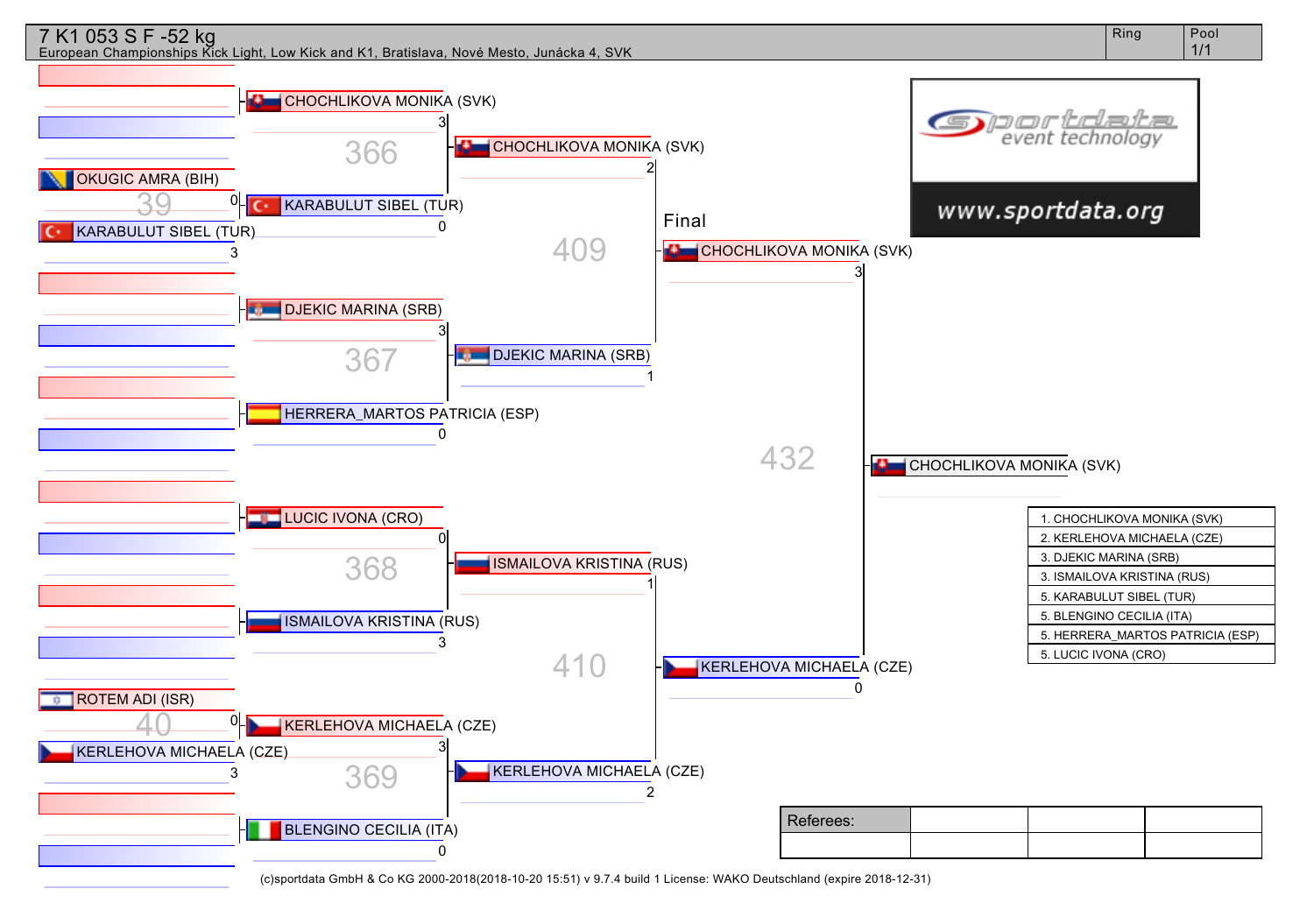# 7 K1 053 S F -52 kg

European Championships Kick Light, Low Kick and K1, Bratislava, Nové Mesto, Junácka 4, SVK

Ring | Pool 1/1

**Preliminary (39, 40)**

- 39: OKUGIC AMRA (BIH) 0 – KARABULUT SIBEL (TUR) 3
- 40: ROTEM ADI (ISR) 0 – KERLEHOVA MICHAELA (CZE) 3

**Round 1**

- 366: CHOCHLIKOVA MONIKA (SVK) 3 – KARABULUT SIBEL (TUR) 0
- 367: DJEKIC MARINA (SRB) 3 – HERRERA_MARTOS PATRICIA (ESP) 0
- 368: LUCIC IVONA (CRO) 0 – ISMAILOVA KRISTINA (RUS) 3
- 369: KERLEHOVA MICHAELA (CZE) 3 – BLENGINO CECILIA (ITA) 0

**Semifinals**

- 409: CHOCHLIKOVA MONIKA (SVK) 2 – DJEKIC MARINA (SRB) 1
- 410: ISMAILOVA KRISTINA (RUS) 1 – KERLEHOVA MICHAELA (CZE) 2

**Final**

- 432: CHOCHLIKOVA MONIKA (SVK) 3 – KERLEHOVA MICHAELA (CZE) 0

Winner: CHOCHLIKOVA MONIKA (SVK)

| Ranking |
|---|
| 1. CHOCHLIKOVA MONIKA (SVK) |
| 2. KERLEHOVA MICHAELA (CZE) |
| 3. DJEKIC MARINA (SRB) |
| 3. ISMAILOVA KRISTINA (RUS) |
| 5. KARABULUT SIBEL (TUR) |
| 5. BLENGINO CECILIA (ITA) |
| 5. HERRERA_MARTOS PATRICIA (ESP) |
| 5. LUCIC IVONA (CRO) |

sportdata event technology www.sportdata.org

| Referees: | | | |
|---|---|---|---|
| | | | |

(c)sportdata GmbH & Co KG 2000-2018(2018-10-20 15:51) v 9.7.4 build 1 License: WAKO Deutschland (expire 2018-12-31)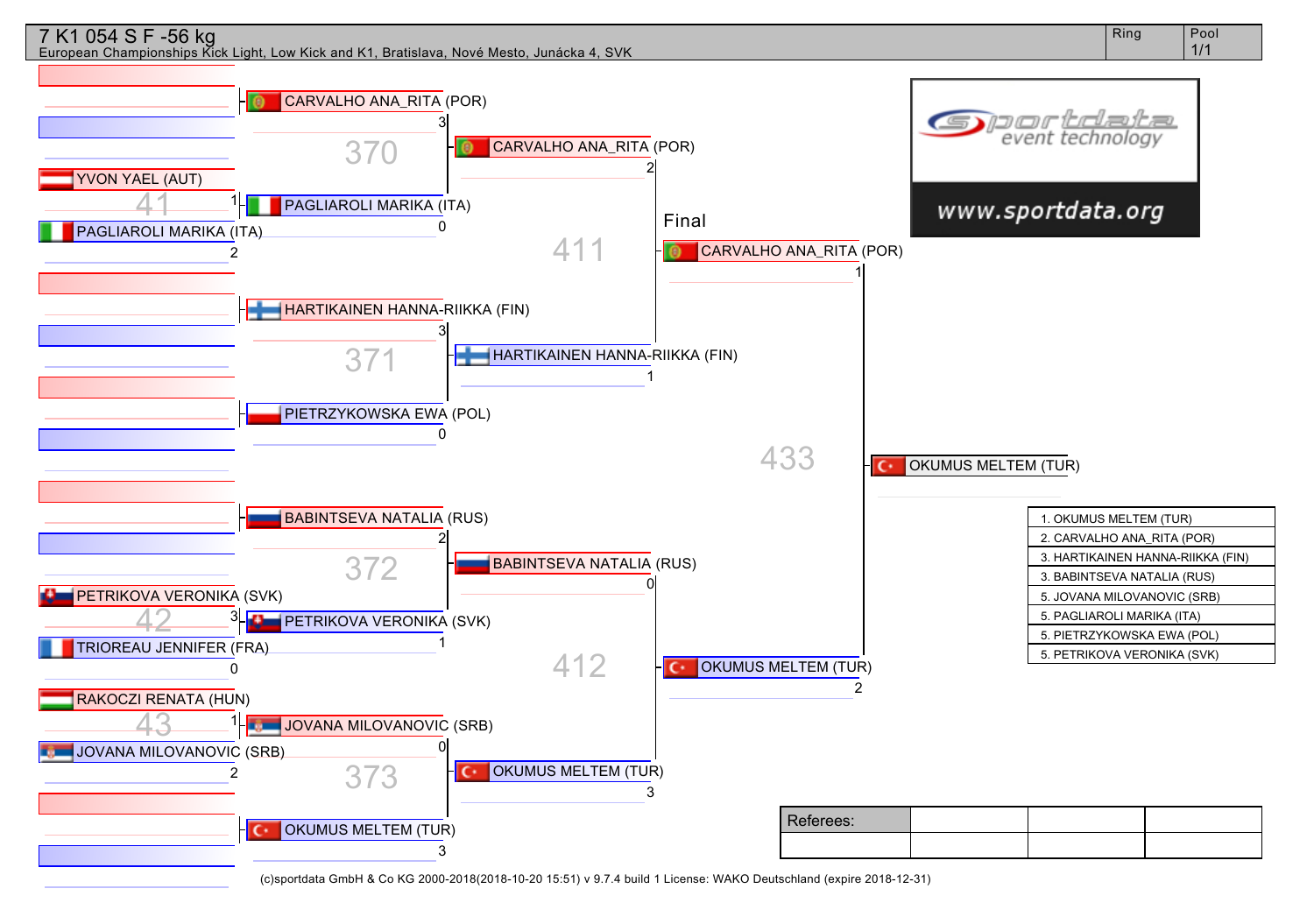# 7 K1 054 S F -56 kg

European Championships Kick Light, Low Kick and K1, Bratislava, Nové Mesto, Junácka 4, SVK

Ring | Pool 1/1

## Preliminary Round

- Fight 41: YVON YAEL (AUT) 1 vs PAGLIAROLI MARIKA (ITA) 2 → PAGLIAROLI MARIKA (ITA)
- Fight 42: PETRIKOVA VERONIKA (SVK) 3 vs TRIOREAU JENNIFER (FRA) 0 → PETRIKOVA VERONIKA (SVK)
- Fight 43: RAKOCZI RENATA (HUN) 1 vs JOVANA MILOVANOVIC (SRB) 2 → JOVANA MILOVANOVIC (SRB)

## Quarterfinals

- Fight 370: CARVALHO ANA_RITA (POR) 3 vs PAGLIAROLI MARIKA (ITA) 0 → CARVALHO ANA_RITA (POR)
- Fight 371: HARTIKAINEN HANNA-RIIKKA (FIN) 3 vs PIETRZYKOWSKA EWA (POL) 0 → HARTIKAINEN HANNA-RIIKKA (FIN)
- Fight 372: BABINTSEVA NATALIA (RUS) 2 vs PETRIKOVA VERONIKA (SVK) 1 → BABINTSEVA NATALIA (RUS)
- Fight 373: JOVANA MILOVANOVIC (SRB) 0 vs OKUMUS MELTEM (TUR) 3 → OKUMUS MELTEM (TUR)

## Semifinals

- Fight 411: CARVALHO ANA_RITA (POR) 2 vs HARTIKAINEN HANNA-RIIKKA (FIN) 1 → CARVALHO ANA_RITA (POR)
- Fight 412: BABINTSEVA NATALIA (RUS) 0 vs OKUMUS MELTEM (TUR) 3 → OKUMUS MELTEM (TUR)

## Final

- Fight 433: CARVALHO ANA_RITA (POR) 1 vs OKUMUS MELTEM (TUR) 2 → OKUMUS MELTEM (TUR)

## Results

| Results |
|---|
| 1. OKUMUS MELTEM (TUR) |
| 2. CARVALHO ANA_RITA (POR) |
| 3. HARTIKAINEN HANNA-RIIKKA (FIN) |
| 3. BABINTSEVA NATALIA (RUS) |
| 5. JOVANA MILOVANOVIC (SRB) |
| 5. PAGLIAROLI MARIKA (ITA) |
| 5. PIETRZYKOWSKA EWA (POL) |
| 5. PETRIKOVA VERONIKA (SVK) |

sportdata event technology
www.sportdata.org

| Referees: | | | |
|---|---|---|---|
| | | | |

(c)sportdata GmbH & Co KG 2000-2018(2018-10-20 15:51) v 9.7.4 build 1 License: WAKO Deutschland (expire 2018-12-31)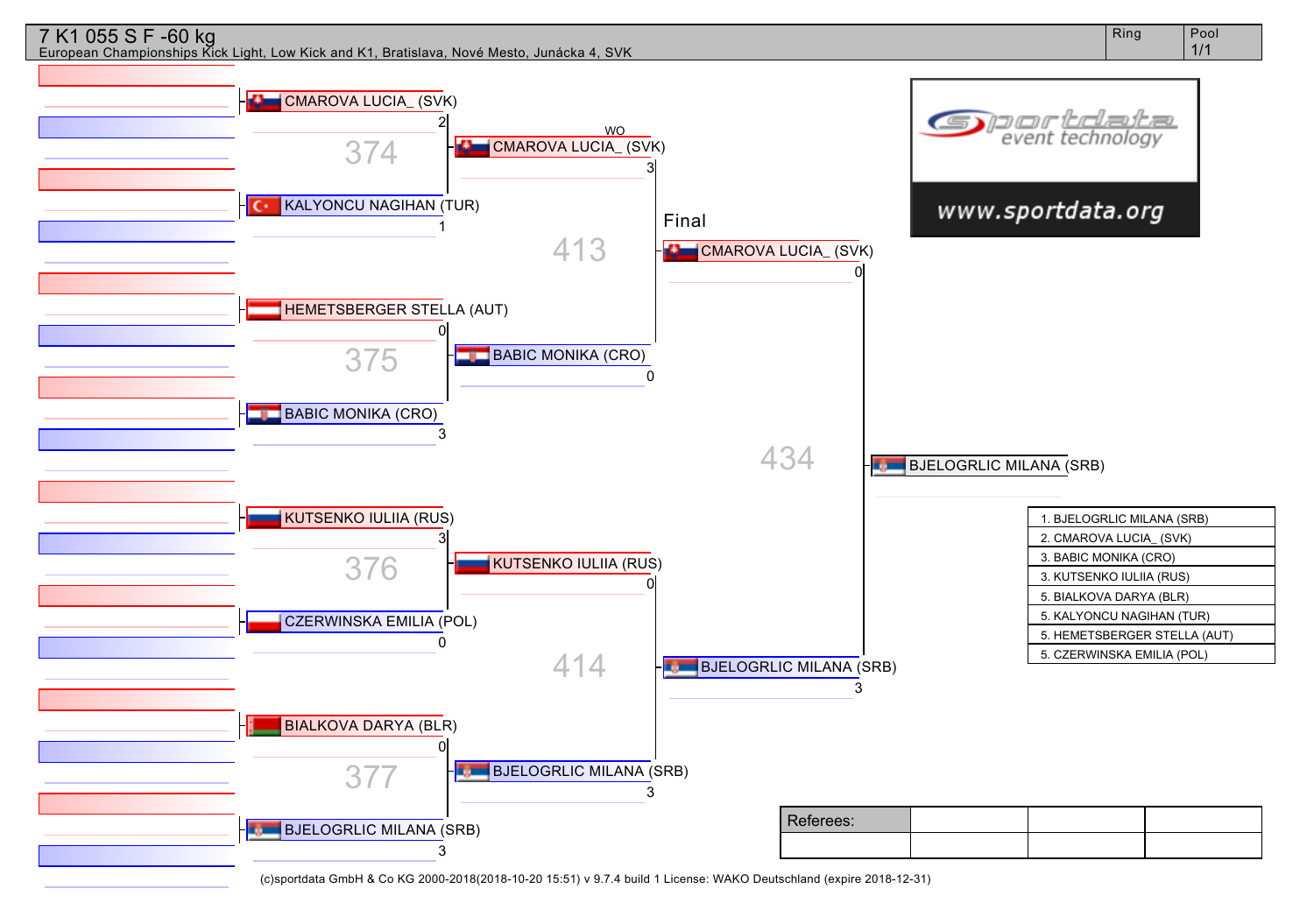# 7 K1 055 S F -60 kg

European Championships Kick Light, Low Kick and K1, Bratislava, Nové Mesto, Junácka 4, SVK

| Ring | Pool |
|---|---|
| | 1/1 |

**374**
- CMAROVA LUCIA_ (SVK) 2
- KALYONCU NAGIHAN (TUR) 1

**375**
- HEMETSBERGER STELLA (AUT) 0
- BABIC MONIKA (CRO) 3

**376**
- KUTSENKO IULIIA (RUS) 3
- CZERWINSKA EMILIA (POL) 0

**377**
- BIALKOVA DARYA (BLR) 0
- BJELOGRLIC MILANA (SRB) 3

**413**
- CMAROVA LUCIA_ (SVK) 3 WO
- BABIC MONIKA (CRO) 0

**414**
- KUTSENKO IULIIA (RUS) 0
- BJELOGRLIC MILANA (SRB) 3

**434** Final
- CMAROVA LUCIA_ (SVK) 0
- BJELOGRLIC MILANA (SRB) 3

Winner: BJELOGRLIC MILANA (SRB)

sportdata event technology
www.sportdata.org

| Results |
|---|
| 1. BJELOGRLIC MILANA (SRB) |
| 2. CMAROVA LUCIA_ (SVK) |
| 3. BABIC MONIKA (CRO) |
| 3. KUTSENKO IULIIA (RUS) |
| 5. BIALKOVA DARYA (BLR) |
| 5. KALYONCU NAGIHAN (TUR) |
| 5. HEMETSBERGER STELLA (AUT) |
| 5. CZERWINSKA EMILIA (POL) |

| Referees: | | | |
|---|---|---|---|
| | | | |

(c)sportdata GmbH & Co KG 2000-2018(2018-10-20 15:51) v 9.7.4 build 1 License: WAKO Deutschland (expire 2018-12-31)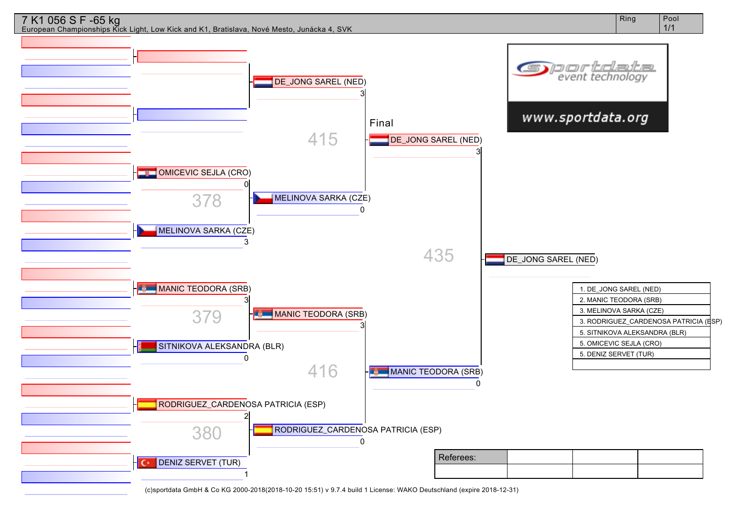# 7 K1 056 S F -65 kg

European Championships Kick Light, Low Kick and K1, Bratislava, Nové Mesto, Junácka 4, SVK

| Ring | Pool |
|---|---|
| | 1/1 |

**Round 1**

- OMICEVIC SEJLA (CRO) 0 vs MELINOVA SARKA (CZE) 3 — 378
- MANIC TEODORA (SRB) 3 vs SITNIKOVA ALEKSANDRA (BLR) 0 — 379
- RODRIGUEZ_CARDENOSA PATRICIA (ESP) 2 vs DENIZ SERVET (TUR) 1 — 380

**Semifinals**

- DE_JONG SAREL (NED) 3 vs MELINOVA SARKA (CZE) 0 — 415
- MANIC TEODORA (SRB) 3 vs RODRIGUEZ_CARDENOSA PATRICIA (ESP) 0 — 416

**Final**

- DE_JONG SAREL (NED) 3 vs MANIC TEODORA (SRB) 0 — 435

Winner: DE_JONG SAREL (NED)

| Results |
|---|
| 1. DE_JONG SAREL (NED) |
| 2. MANIC TEODORA (SRB) |
| 3. MELINOVA SARKA (CZE) |
| 3. RODRIGUEZ_CARDENOSA PATRICIA (ESP) |
| 5. SITNIKOVA ALEKSANDRA (BLR) |
| 5. OMICEVIC SEJLA (CRO) |
| 5. DENIZ SERVET (TUR) |

sportdata event technology
www.sportdata.org

| Referees: | | | |
|---|---|---|---|
| | | | |

(c)sportdata GmbH & Co KG 2000-2018(2018-10-20 15:51) v 9.7.4 build 1 License: WAKO Deutschland (expire 2018-12-31)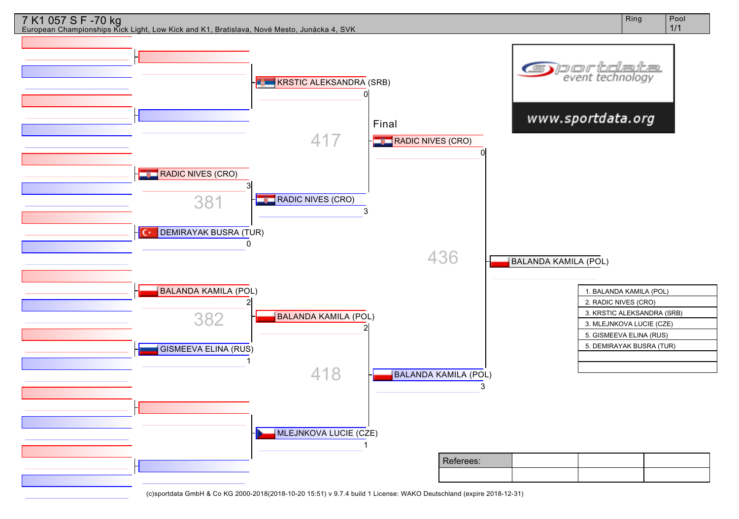# 7 K1 057 S F -70 kg

European Championships Kick Light, Low Kick and K1, Bratislava, Nové Mesto, Junácka 4, SVK

| Ring | Pool |
|---|---|
| | 1/1 |

**Round 1**

- 381: RADIC NIVES (CRO) 3 — DEMIRAYAK BUSRA (TUR) 0
- 382: BALANDA KAMILA (POL) 2 — GISMEEVA ELINA (RUS) 1

**Semifinals**

- 417: KRSTIC ALEKSANDRA (SRB) 0 — RADIC NIVES (CRO) 3
- 418: BALANDA KAMILA (POL) 2 — MLEJNKOVA LUCIE (CZE) 1

**Final**

- 436: RADIC NIVES (CRO) 0 — BALANDA KAMILA (POL) 3

Winner: BALANDA KAMILA (POL)

| Results |
|---|
| 1. BALANDA KAMILA (POL) |
| 2. RADIC NIVES (CRO) |
| 3. KRSTIC ALEKSANDRA (SRB) |
| 3. MLEJNKOVA LUCIE (CZE) |
| 5. GISMEEVA ELINA (RUS) |
| 5. DEMIRAYAK BUSRA (TUR) |
| |
| |

| Referees: | | | |
|---|---|---|---|
| | | | |

sportdata event technology — www.sportdata.org

(c)sportdata GmbH & Co KG 2000-2018(2018-10-20 15:51) v 9.7.4 build 1 License: WAKO Deutschland (expire 2018-12-31)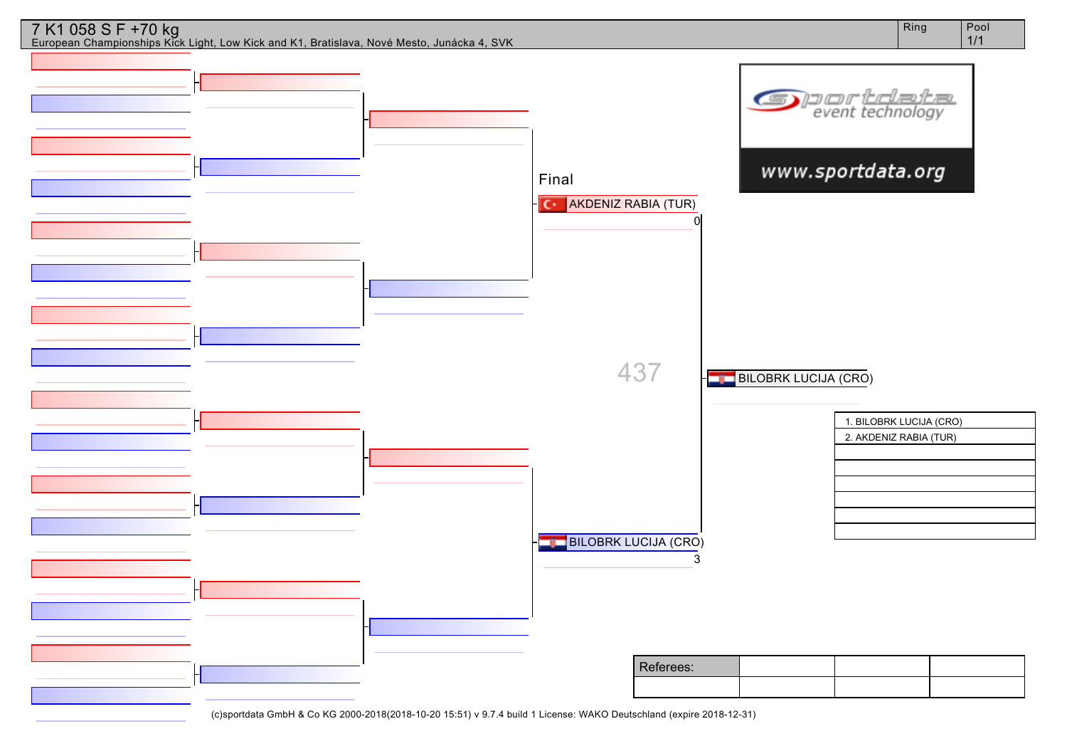# 7 K1 058 S F +70 kg

European Championships Kick Light, Low Kick and K1, Bratislava, Nové Mesto, Junácka 4, SVK

Ring

Pool 1/1

www.sportdata.org

Final

AKDENIZ RABIA (TUR)

0

437

BILOBRK LUCIJA (CRO)

BILOBRK LUCIJA (CRO)

3

| |
|---|
| 1. BILOBRK LUCIJA (CRO) |
| 2. AKDENIZ RABIA (TUR) |
| |
| |
| |
| |
| |
| |

| Referees: | | | |
|---|---|---|---|
| | | | |

(c)sportdata GmbH & Co KG 2000-2018(2018-10-20 15:51) v 9.7.4 build 1 License: WAKO Deutschland (expire 2018-12-31)